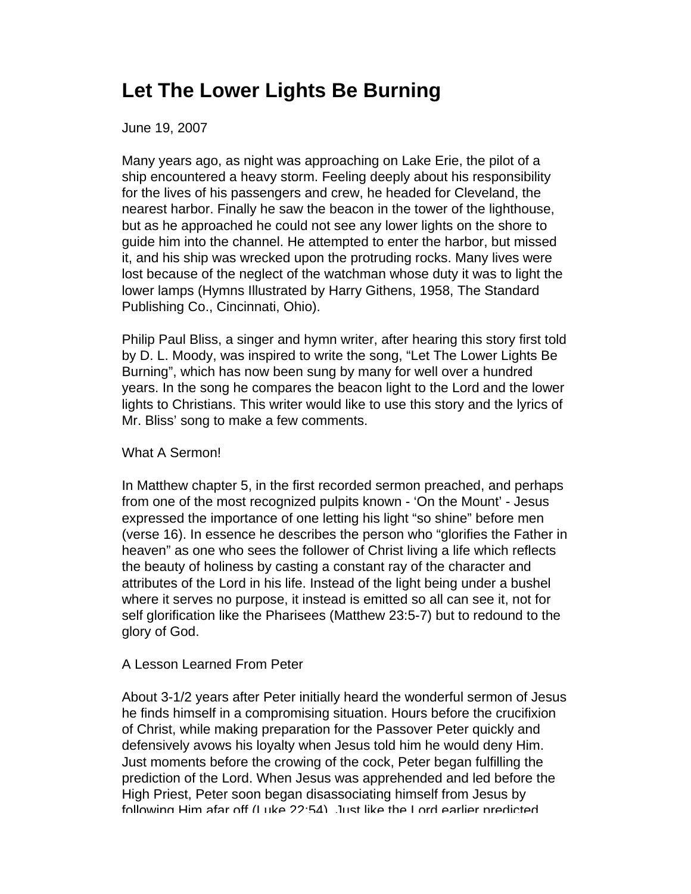# Let The Lower Lights Be Burning

June 19, 2007

Many years ago, as night was approaching on Lake Erie, the pilot of a ship encountered a heavy storm. Feeling deeply about his responsibility for the lives of his passengers and crew, he headed for Cleveland, the nearest harbor. Finally he saw the beacon in the tower of the lighthouse, but as he approached he could not see any lower lights on the shore to guide him into the channel. He attempted to enter the harbor, but missed it, and his ship was wrecked upon the protruding rocks. Many lives were lost because of the neglect of the watchman whose duty it was to light the lower lamps (Hymns Illustrated by Harry Githens, 1958, The Standard Publishing Co., Cincinnati, Ohio).

Philip Paul Bliss, a singer and hymn writer, after hearing this story first told by D. L. Moody, was inspired to write the song, "Let The Lower Lights Be Burning", which has now been sung by many for well over a hundred years. In the song he compares the beacon light to the Lord and the lower lights to Christians. This writer would like to use this story and the lyrics of Mr. Bliss' song to make a few comments.

What A Sermon!

In Matthew chapter 5, in the first recorded sermon preached, and perhaps from one of the most recognized pulpits known - 'On the Mount' - Jesus expressed the importance of one letting his light "so shine" before men (verse 16). In essence he describes the person who "glorifies the Father in heaven" as one who sees the follower of Christ living a life which reflects the beauty of holiness by casting a constant ray of the character and attributes of the Lord in his life. Instead of the light being under a bushel where it serves no purpose, it instead is emitted so all can see it, not for self glorification like the Pharisees (Matthew 23:5-7) but to redound to the glory of God.

A Lesson Learned From Peter

About 3-1/2 years after Peter initially heard the wonderful sermon of Jesus he finds himself in a compromising situation. Hours before the crucifixion of Christ, while making preparation for the Passover Peter quickly and defensively avows his loyalty when Jesus told him he would deny Him. Just moments before the crowing of the cock, Peter began fulfilling the prediction of the Lord. When Jesus was apprehended and led before the High Priest, Peter soon began disassociating himself from Jesus by following Him afar off (Luke 22:54). Just like the Lord earlier predicted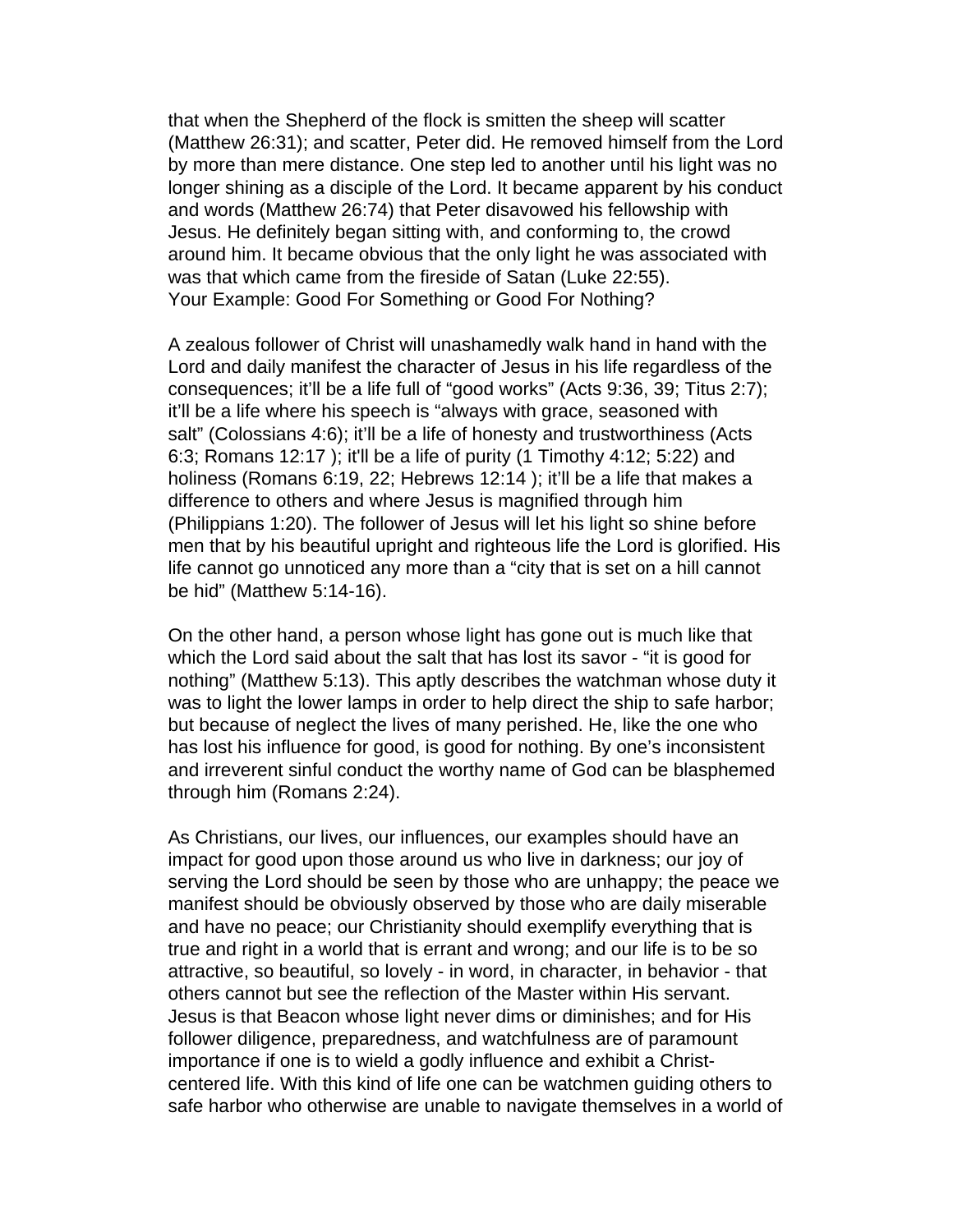that when the Shepherd of the flock is smitten the sheep will scatter (Matthew 26:31); and scatter, Peter did. He removed himself from the Lord by more than mere distance. One step led to another until his light was no longer shining as a disciple of the Lord. It became apparent by his conduct and words (Matthew 26:74) that Peter disavowed his fellowship with Jesus. He definitely began sitting with, and conforming to, the crowd around him. It became obvious that the only light he was associated with was that which came from the fireside of Satan (Luke 22:55).

## Your Example: Good For Something or Good For Nothing?

A zealous follower of Christ will unashamedly walk hand in hand with the Lord and daily manifest the character of Jesus in his life regardless of the consequences; it'll be a life full of "good works" (Acts 9:36, 39; Titus 2:7); it'll be a life where his speech is "always with grace, seasoned with salt" (Colossians 4:6); it'll be a life of honesty and trustworthiness (Acts 6:3; Romans 12:17 ); it'll be a life of purity (1 Timothy 4:12; 5:22) and holiness (Romans 6:19, 22; Hebrews 12:14 ); it'll be a life that makes a difference to others and where Jesus is magnified through him (Philippians 1:20). The follower of Jesus will let his light so shine before men that by his beautiful upright and righteous life the Lord is glorified. His life cannot go unnoticed any more than a "city that is set on a hill cannot be hid" (Matthew 5:14-16).

On the other hand, a person whose light has gone out is much like that which the Lord said about the salt that has lost its savor - "it is good for nothing" (Matthew 5:13). This aptly describes the watchman whose duty it was to light the lower lamps in order to help direct the ship to safe harbor; but because of neglect the lives of many perished. He, like the one who has lost his influence for good, is good for nothing. By one's inconsistent and irreverent sinful conduct the worthy name of God can be blasphemed through him (Romans 2:24).

As Christians, our lives, our influences, our examples should have an impact for good upon those around us who live in darkness; our joy of serving the Lord should be seen by those who are unhappy; the peace we manifest should be obviously observed by those who are daily miserable and have no peace; our Christianity should exemplify everything that is true and right in a world that is errant and wrong; and our life is to be so attractive, so beautiful, so lovely - in word, in character, in behavior - that others cannot but see the reflection of the Master within His servant. Jesus is that Beacon whose light never dims or diminishes; and for His follower diligence, preparedness, and watchfulness are of paramount importance if one is to wield a godly influence and exhibit a Christ-centered life. With this kind of life one can be watchmen guiding others to safe harbor who otherwise are unable to navigate themselves in a world of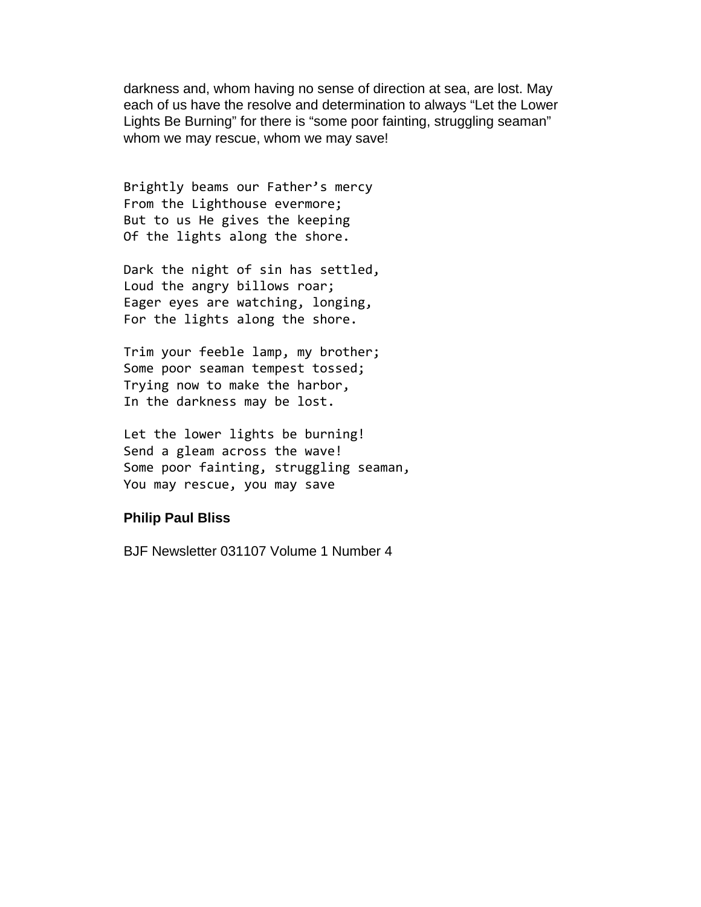darkness and, whom having no sense of direction at sea, are lost. May each of us have the resolve and determination to always "Let the Lower Lights Be Burning" for there is "some poor fainting, struggling seaman" whom we may rescue, whom we may save!

Brightly beams our Father's mercy
From the Lighthouse evermore;
But to us He gives the keeping
Of the lights along the shore.

Dark the night of sin has settled,
Loud the angry billows roar;
Eager eyes are watching, longing,
For the lights along the shore.

Trim your feeble lamp, my brother;
Some poor seaman tempest tossed;
Trying now to make the harbor,
In the darkness may be lost.

Let the lower lights be burning!
Send a gleam across the wave!
Some poor fainting, struggling seaman,
You may rescue, you may save

**Philip Paul Bliss**

BJF Newsletter 031107 Volume 1 Number 4